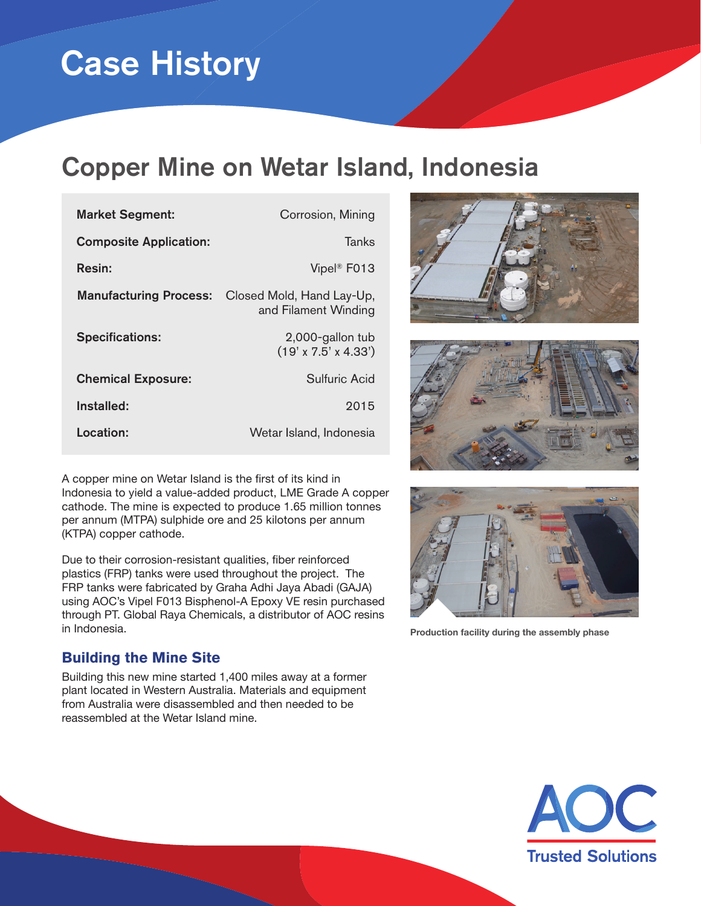# Case History

## Copper Mine on Wetar Island, Indonesia

| | |
|---|---|
| **Market Segment:** | Corrosion, Mining |
| **Composite Application:** | Tanks |
| **Resin:** | Vipel® F013 |
| **Manufacturing Process:** | Closed Mold, Hand Lay-Up, and Filament Winding |
| **Specifications:** | 2,000-gallon tub (19' x 7.5' x 4.33') |
| **Chemical Exposure:** | Sulfuric Acid |
| **Installed:** | 2015 |
| **Location:** | Wetar Island, Indonesia |

A copper mine on Wetar Island is the first of its kind in Indonesia to yield a value-added product, LME Grade A copper cathode. The mine is expected to produce 1.65 million tonnes per annum (MTPA) sulphide ore and 25 kilotons per annum (KTPA) copper cathode.

Due to their corrosion-resistant qualities, fiber reinforced plastics (FRP) tanks were used throughout the project. The FRP tanks were fabricated by Graha Adhi Jaya Abadi (GAJA) using AOC's Vipel F013 Bisphenol-A Epoxy VE resin purchased through PT. Global Raya Chemicals, a distributor of AOC resins in Indonesia.

**Production facility during the assembly phase**

### Building the Mine Site

Building this new mine started 1,400 miles away at a former plant located in Western Australia. Materials and equipment from Australia were disassembled and then needed to be reassembled at the Wetar Island mine.

AOC

Trusted Solutions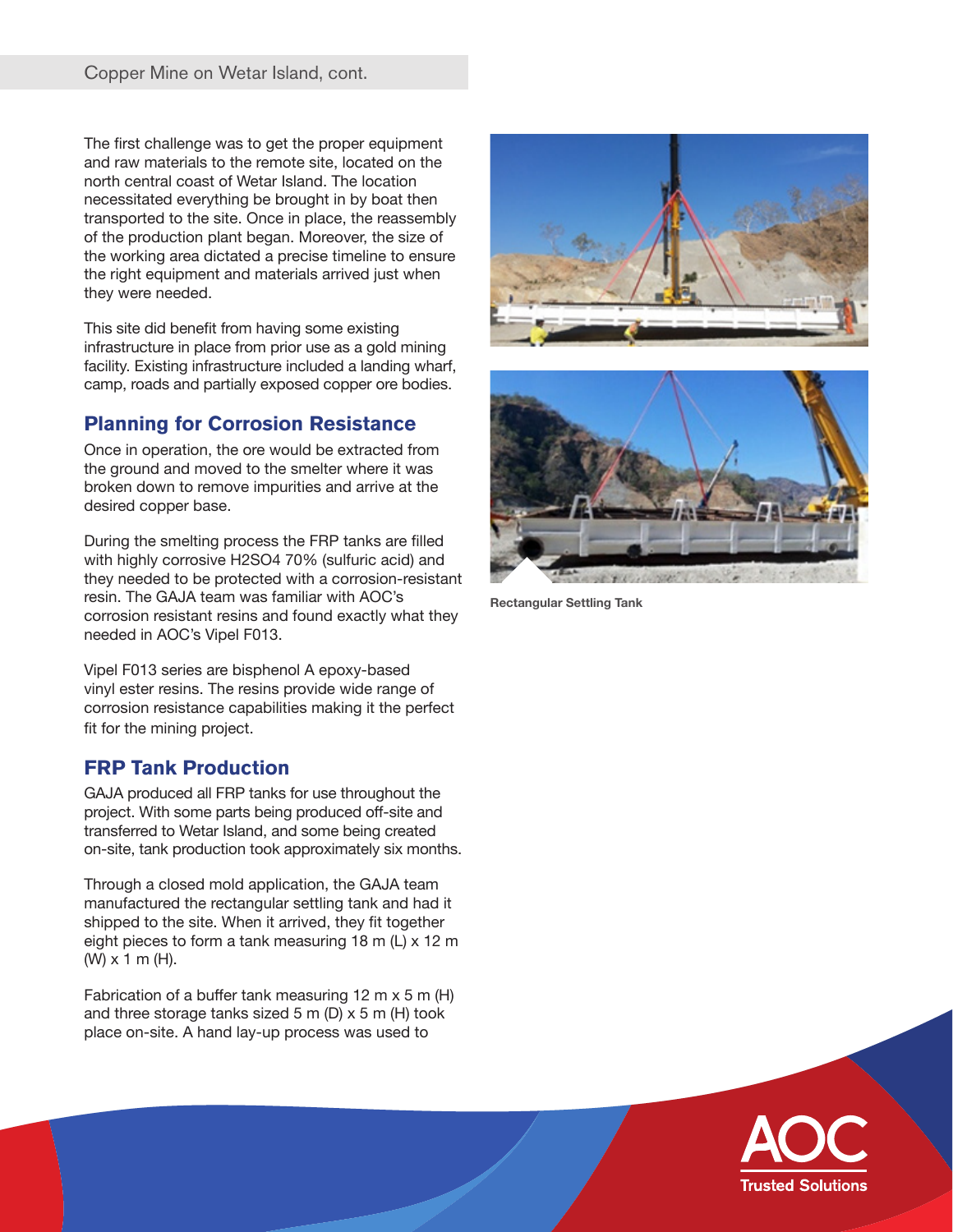The first challenge was to get the proper equipment and raw materials to the remote site, located on the north central coast of Wetar Island. The location necessitated everything be brought in by boat then transported to the site. Once in place, the reassembly of the production plant began. Moreover, the size of the working area dictated a precise timeline to ensure the right equipment and materials arrived just when they were needed.

This site did benefit from having some existing infrastructure in place from prior use as a gold mining facility. Existing infrastructure included a landing wharf, camp, roads and partially exposed copper ore bodies.

## Planning for Corrosion Resistance

Once in operation, the ore would be extracted from the ground and moved to the smelter where it was broken down to remove impurities and arrive at the desired copper base.

During the smelting process the FRP tanks are filled with highly corrosive $H_2SO_4$ 70% (sulfuric acid) and they needed to be protected with a corrosion-resistant resin. The GAJA team was familiar with AOC's corrosion resistant resins and found exactly what they needed in AOC's Vipel F013.

Vipel F013 series are bisphenol A epoxy-based vinyl ester resins. The resins provide wide range of corrosion resistance capabilities making it the perfect fit for the mining project.

## FRP Tank Production

GAJA produced all FRP tanks for use throughout the project. With some parts being produced off-site and transferred to Wetar Island, and some being created on-site, tank production took approximately six months.

Through a closed mold application, the GAJA team manufactured the rectangular settling tank and had it shipped to the site. When it arrived, they fit together eight pieces to form a tank measuring 18 m (L) x 12 m (W) x 1 m (H).

Fabrication of a buffer tank measuring 12 m x 5 m (H) and three storage tanks sized 5 m (D) x 5 m (H) took place on-site. A hand lay-up process was used to

Rectangular Settling Tank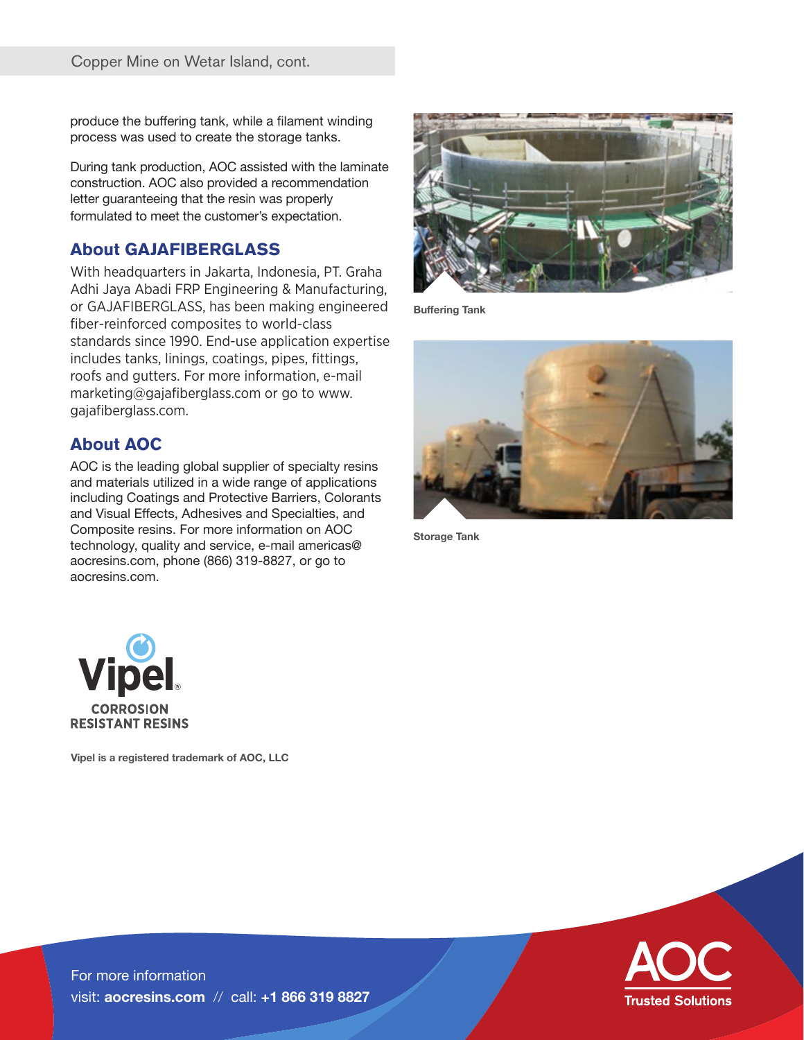produce the buffering tank, while a filament winding process was used to create the storage tanks.

During tank production, AOC assisted with the laminate construction. AOC also provided a recommendation letter guaranteeing that the resin was properly formulated to meet the customer's expectation.

## About GAJAFIBERGLASS

With headquarters in Jakarta, Indonesia, PT. Graha Adhi Jaya Abadi FRP Engineering & Manufacturing, or GAJAFIBERGLASS, has been making engineered fiber-reinforced composites to world-class standards since 1990. End-use application expertise includes tanks, linings, coatings, pipes, fittings, roofs and gutters. For more information, e-mail marketing@gajafiberglass.com or go to www.gajafiberglass.com.

## About AOC

AOC is the leading global supplier of specialty resins and materials utilized in a wide range of applications including Coatings and Protective Barriers, Colorants and Visual Effects, Adhesives and Specialties, and Composite resins. For more information on AOC technology, quality and service, e-mail americas@aocresins.com, phone (866) 319-8827, or go to aocresins.com.

**Buffering Tank**

**Storage Tank**

Vipel® CORROSION RESISTANT RESINS

**Vipel is a registered trademark of AOC, LLC**

For more information
visit: **aocresins.com** // call: **+1 866 319 8827**

AOC Trusted Solutions